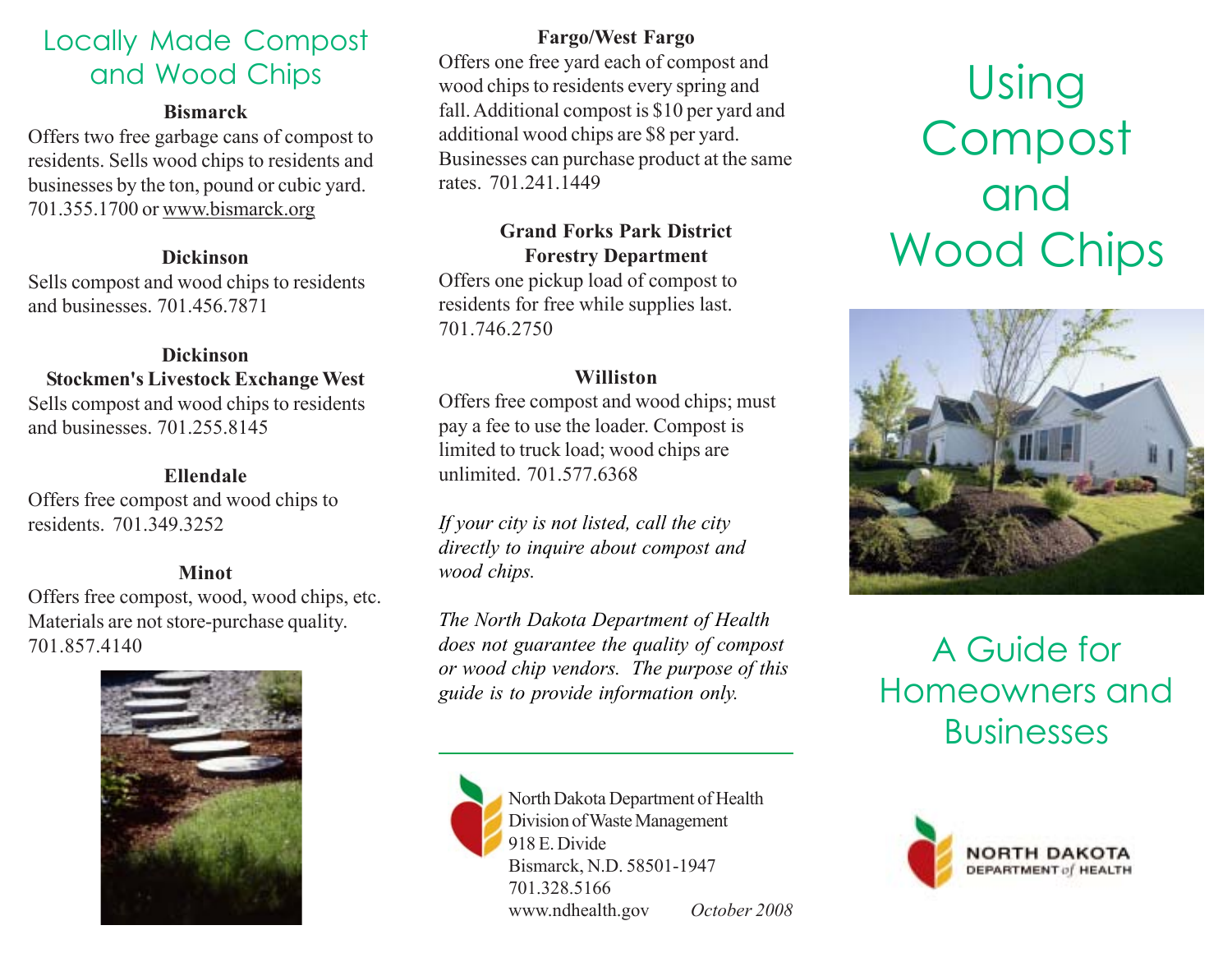## Locally Made Compost and Wood Chips

**Bismarck**

Offers two free garbage cans of compost to residents. Sells wood chips to residents and businesses by the ton, pound or cubic yard. 701.355.1700 or www.bismarck.org

**Dickinson**

Sells compost and wood chips to residents and businesses. 701.456.7871

**Dickinson**
**Stockmen's Livestock Exchange West**

Sells compost and wood chips to residents and businesses. 701.255.8145

**Ellendale**

Offers free compost and wood chips to residents. 701.349.3252

**Minot**

Offers free compost, wood, wood chips, etc. Materials are not store-purchase quality. 701.857.4140

**Fargo/West Fargo**

Offers one free yard each of compost and wood chips to residents every spring and fall. Additional compost is $10 per yard and additional wood chips are $8 per yard. Businesses can purchase product at the same rates. 701.241.1449

**Grand Forks Park District**
**Forestry Department**

Offers one pickup load of compost to residents for free while supplies last. 701.746.2750

**Williston**

Offers free compost and wood chips; must pay a fee to use the loader. Compost is limited to truck load; wood chips are unlimited. 701.577.6368

*If your city is not listed, call the city directly to inquire about compost and wood chips.*

*The North Dakota Department of Health does not guarantee the quality of compost or wood chip vendors. The purpose of this guide is to provide information only.*

---

North Dakota Department of Health
Division of Waste Management
918 E. Divide
Bismarck, N.D. 58501-1947
701.328.5166
www.ndhealth.gov

*October 2008*

# Using Compost and Wood Chips

## A Guide for Homeowners and Businesses

NORTH DAKOTA DEPARTMENT *of* HEALTH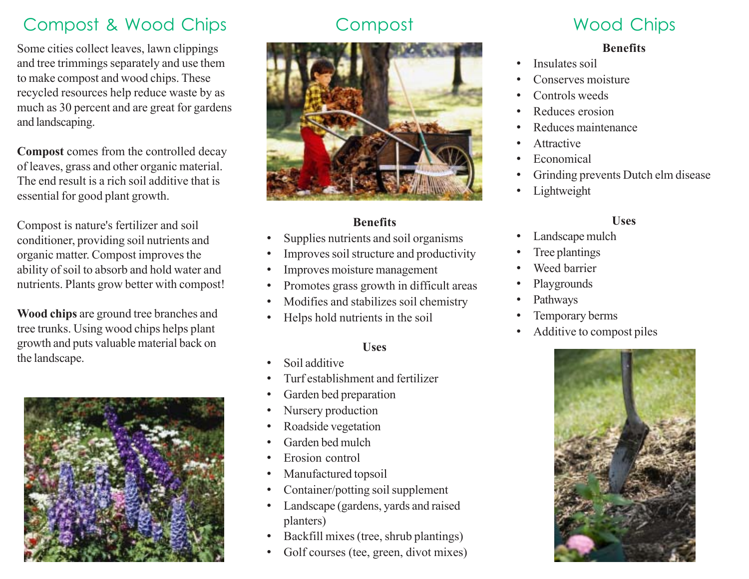## Compost & Wood Chips

Some cities collect leaves, lawn clippings and tree trimmings separately and use them to make compost and wood chips. These recycled resources help reduce waste by as much as 30 percent and are great for gardens and landscaping.

**Compost** comes from the controlled decay of leaves, grass and other organic material. The end result is a rich soil additive that is essential for good plant growth.

Compost is nature's fertilizer and soil conditioner, providing soil nutrients and organic matter. Compost improves the ability of soil to absorb and hold water and nutrients. Plants grow better with compost!

**Wood chips** are ground tree branches and tree trunks. Using wood chips helps plant growth and puts valuable material back on the landscape.

## Compost

**Benefits**

- Supplies nutrients and soil organisms
- Improves soil structure and productivity
- Improves moisture management
- Promotes grass growth in difficult areas
- Modifies and stabilizes soil chemistry
- Helps hold nutrients in the soil

**Uses**

- Soil additive
- Turf establishment and fertilizer
- Garden bed preparation
- Nursery production
- Roadside vegetation
- Garden bed mulch
- Erosion control
- Manufactured topsoil
- Container/potting soil supplement
- Landscape (gardens, yards and raised planters)
- Backfill mixes (tree, shrub plantings)
- Golf courses (tee, green, divot mixes)

## Wood Chips

**Benefits**

- Insulates soil
- Conserves moisture
- Controls weeds
- Reduces erosion
- Reduces maintenance
- Attractive
- Economical
- Grinding prevents Dutch elm disease
- Lightweight

**Uses**

- Landscape mulch
- Tree plantings
- Weed barrier
- Playgrounds
- Pathways
- Temporary berms
- Additive to compost piles